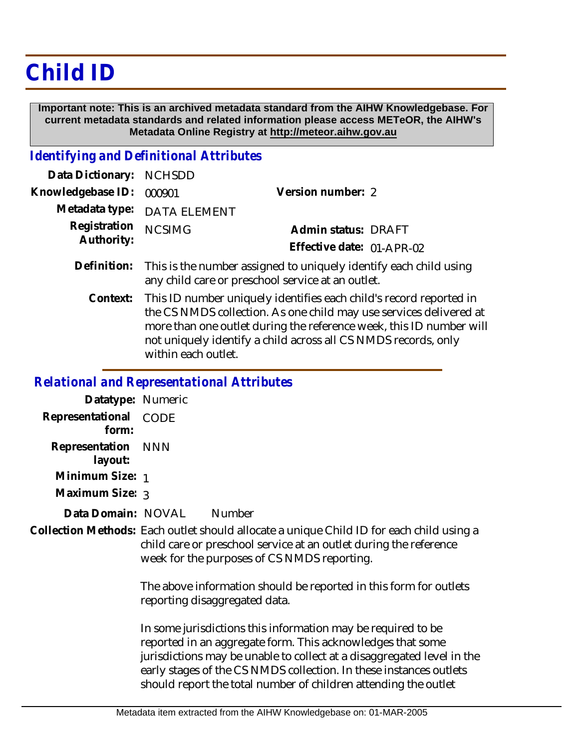# Child ID

**Important note: This is an archived metadata standard from the AIHW Knowledgebase. For current metadata standards and related information please access METeOR, the AIHW's Metadata Online Registry at http://meteor.aihw.gov.au**

## *Identifying and Definitional Attributes*

**Data Dictionary:** NCHSDD

**Knowledgebase ID:** 000901 **Version number:** 2

**Metadata type:** DATA ELEMENT

**Registration Authority:** NCSIMG **Admin status:** DRAFT

**Effective date:** 01-APR-02

**Definition:** This is the number assigned to uniquely identify each child using any child care or preschool service at an outlet.

**Context:** This ID number uniquely identifies each child's record reported in the CS NMDS collection. As one child may use services delivered at more than one outlet during the reference week, this ID number will not uniquely identify a child across all CS NMDS records, only within each outlet.

## *Relational and Representational Attributes*

**Datatype:** Numeric

**Representational form:** CODE

**Representation layout:** NNN

**Minimum Size:** 1

**Maximum Size:** 3

**Data Domain:** NOVAL Number

**Collection Methods:** Each outlet should allocate a unique Child ID for each child using a child care or preschool service at an outlet during the reference week for the purposes of CS NMDS reporting.

The above information should be reported in this form for outlets reporting disaggregated data.

In some jurisdictions this information may be required to be reported in an aggregate form. This acknowledges that some jurisdictions may be unable to collect at a disaggregated level in the early stages of the CS NMDS collection. In these instances outlets should report the total number of children attending the outlet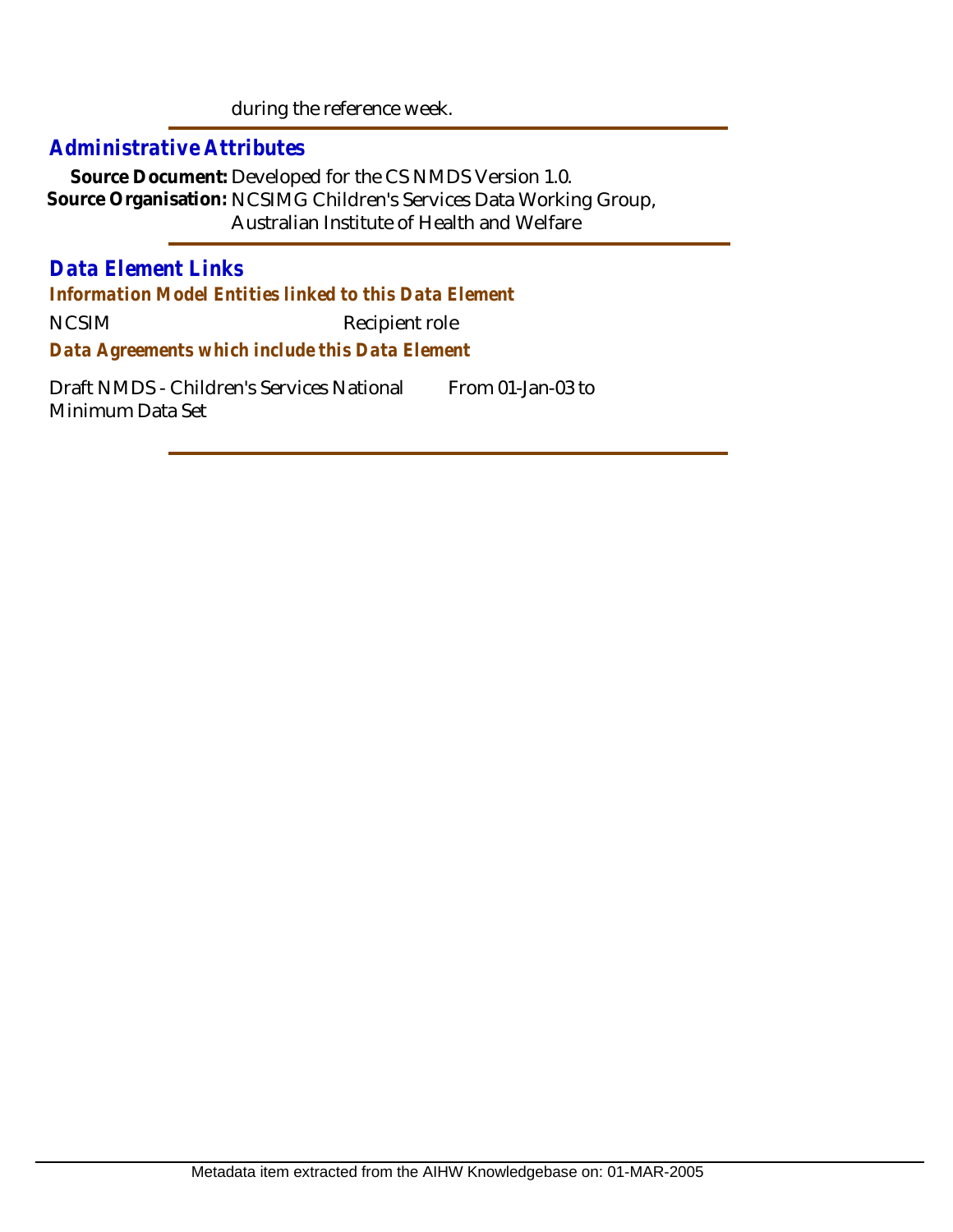during the reference week.

## Administrative Attributes

**Source Document:** Developed for the CS NMDS Version 1.0.

**Source Organisation:** NCSIMG Children's Services Data Working Group, Australian Institute of Health and Welfare

## Data Element Links

### Information Model Entities linked to this Data Element

NCSIM Recipient role

### Data Agreements which include this Data Element

Draft NMDS - Children's Services National Minimum Data Set From 01-Jan-03 to